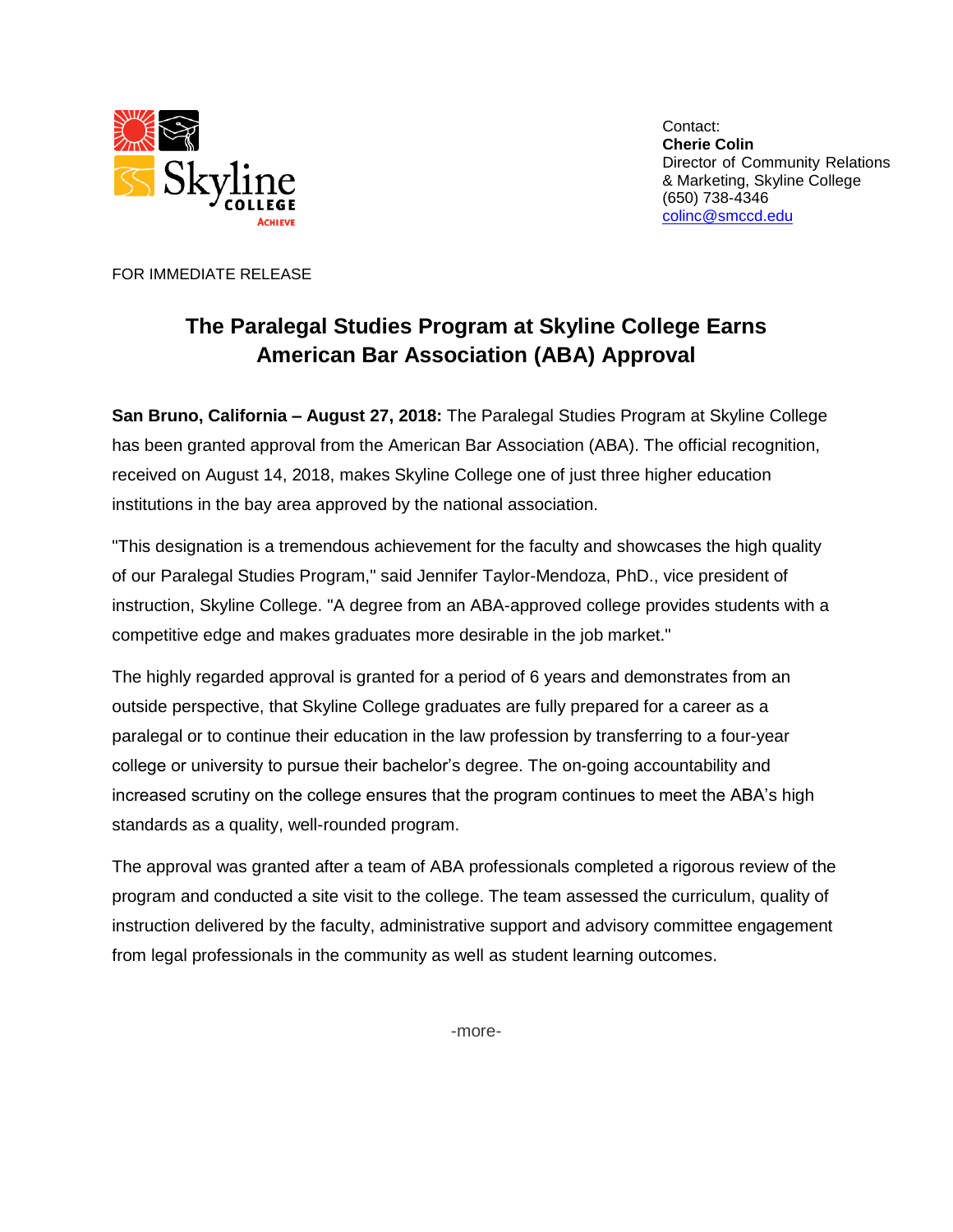Skyline College
ACHIEVE

Contact:
**Cherie Colin**
Director of Community Relations
& Marketing, Skyline College
(650) 738-4346
colinc@smccd.edu

FOR IMMEDIATE RELEASE

# The Paralegal Studies Program at Skyline College Earns American Bar Association (ABA) Approval

**San Bruno, California – August 27, 2018:** The Paralegal Studies Program at Skyline College has been granted approval from the American Bar Association (ABA). The official recognition, received on August 14, 2018, makes Skyline College one of just three higher education institutions in the bay area approved by the national association.

"This designation is a tremendous achievement for the faculty and showcases the high quality of our Paralegal Studies Program," said Jennifer Taylor-Mendoza, PhD., vice president of instruction, Skyline College. "A degree from an ABA-approved college provides students with a competitive edge and makes graduates more desirable in the job market."

The highly regarded approval is granted for a period of 6 years and demonstrates from an outside perspective, that Skyline College graduates are fully prepared for a career as a paralegal or to continue their education in the law profession by transferring to a four-year college or university to pursue their bachelor's degree. The on-going accountability and increased scrutiny on the college ensures that the program continues to meet the ABA's high standards as a quality, well-rounded program.

The approval was granted after a team of ABA professionals completed a rigorous review of the program and conducted a site visit to the college. The team assessed the curriculum, quality of instruction delivered by the faculty, administrative support and advisory committee engagement from legal professionals in the community as well as student learning outcomes.

-more-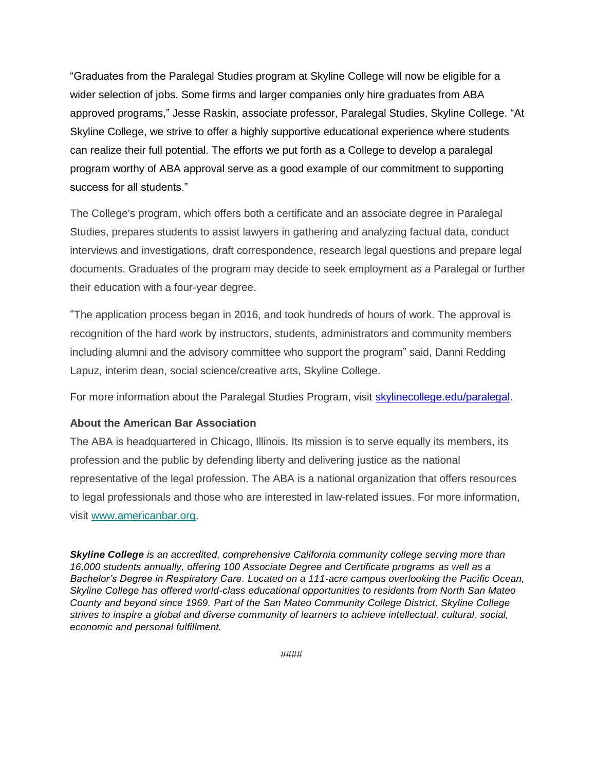"Graduates from the Paralegal Studies program at Skyline College will now be eligible for a wider selection of jobs. Some firms and larger companies only hire graduates from ABA approved programs," Jesse Raskin, associate professor, Paralegal Studies, Skyline College. "At Skyline College, we strive to offer a highly supportive educational experience where students can realize their full potential. The efforts we put forth as a College to develop a paralegal program worthy of ABA approval serve as a good example of our commitment to supporting success for all students."

The College's program, which offers both a certificate and an associate degree in Paralegal Studies, prepares students to assist lawyers in gathering and analyzing factual data, conduct interviews and investigations, draft correspondence, research legal questions and prepare legal documents. Graduates of the program may decide to seek employment as a Paralegal or further their education with a four-year degree.

"The application process began in 2016, and took hundreds of hours of work. The approval is recognition of the hard work by instructors, students, administrators and community members including alumni and the advisory committee who support the program" said, Danni Redding Lapuz, interim dean, social science/creative arts, Skyline College.

For more information about the Paralegal Studies Program, visit [skylinecollege.edu/paralegal](skylinecollege.edu/paralegal).

**About the American Bar Association**

The ABA is headquartered in Chicago, Illinois. Its mission is to serve equally its members, its profession and the public by defending liberty and delivering justice as the national representative of the legal profession. The ABA is a national organization that offers resources to legal professionals and those who are interested in law-related issues. For more information, visit [www.americanbar.org](www.americanbar.org).

***Skyline College** is an accredited, comprehensive California community college serving more than 16,000 students annually, offering 100 Associate Degree and Certificate programs as well as a Bachelor's Degree in Respiratory Care. Located on a 111-acre campus overlooking the Pacific Ocean, Skyline College has offered world-class educational opportunities to residents from North San Mateo County and beyond since 1969. Part of the San Mateo Community College District, Skyline College strives to inspire a global and diverse community of learners to achieve intellectual, cultural, social, economic and personal fulfillment.*

####